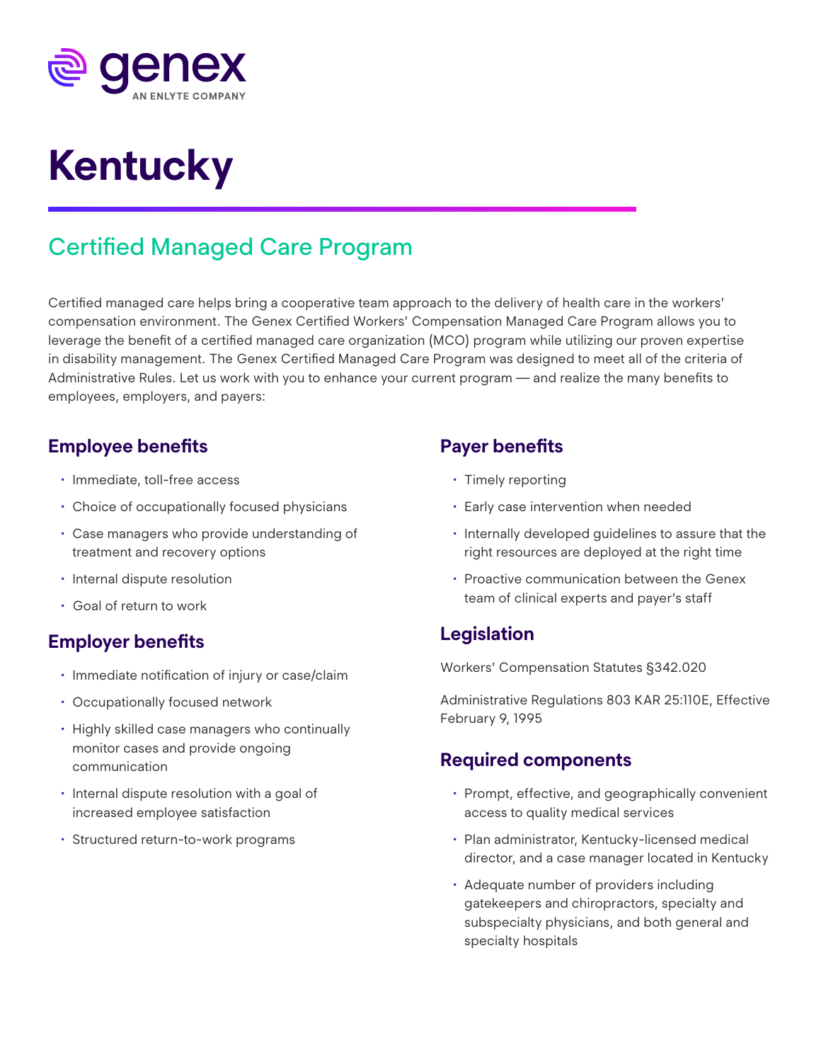genex

AN ENLYTE COMPANY

# Kentucky

## Certified Managed Care Program

Certified managed care helps bring a cooperative team approach to the delivery of health care in the workers' compensation environment. The Genex Certified Workers' Compensation Managed Care Program allows you to leverage the benefit of a certified managed care organization (MCO) program while utilizing our proven expertise in disability management. The Genex Certified Managed Care Program was designed to meet all of the criteria of Administrative Rules. Let us work with you to enhance your current program — and realize the many benefits to employees, employers, and payers:

### Employee benefits

- Immediate, toll-free access
- Choice of occupationally focused physicians
- Case managers who provide understanding of treatment and recovery options
- Internal dispute resolution
- Goal of return to work

### Employer benefits

- Immediate notification of injury or case/claim
- Occupationally focused network
- Highly skilled case managers who continually monitor cases and provide ongoing communication
- Internal dispute resolution with a goal of increased employee satisfaction
- Structured return-to-work programs

### Payer benefits

- Timely reporting
- Early case intervention when needed
- Internally developed guidelines to assure that the right resources are deployed at the right time
- Proactive communication between the Genex team of clinical experts and payer's staff

### Legislation

Workers' Compensation Statutes §342.020

Administrative Regulations 803 KAR 25:110E, Effective February 9, 1995

### Required components

- Prompt, effective, and geographically convenient access to quality medical services
- Plan administrator, Kentucky-licensed medical director, and a case manager located in Kentucky
- Adequate number of providers including gatekeepers and chiropractors, specialty and subspecialty physicians, and both general and specialty hospitals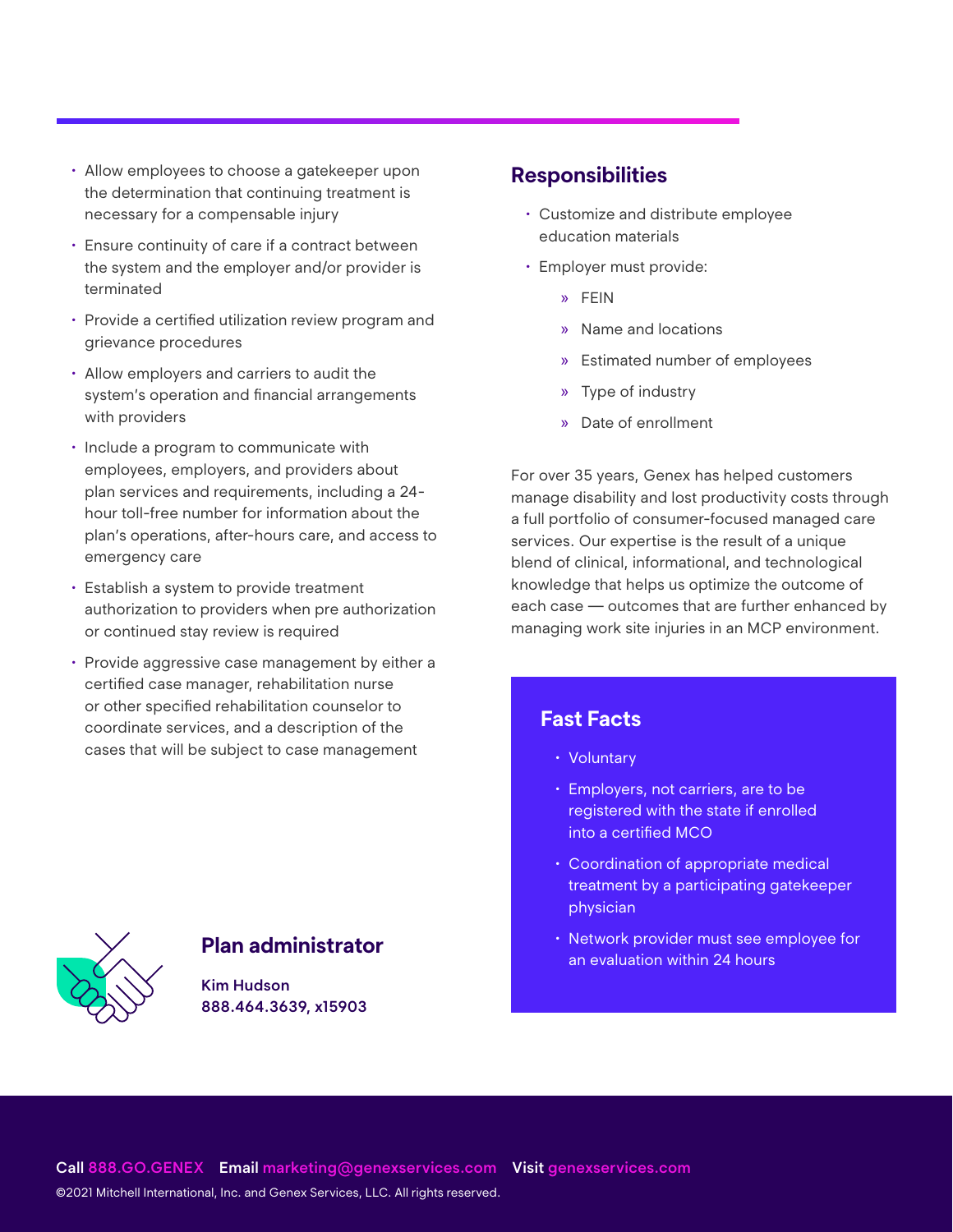- Allow employees to choose a gatekeeper upon the determination that continuing treatment is necessary for a compensable injury
- Ensure continuity of care if a contract between the system and the employer and/or provider is terminated
- Provide a certified utilization review program and grievance procedures
- Allow employers and carriers to audit the system's operation and financial arrangements with providers
- Include a program to communicate with employees, employers, and providers about plan services and requirements, including a 24-hour toll-free number for information about the plan's operations, after-hours care, and access to emergency care
- Establish a system to provide treatment authorization to providers when pre authorization or continued stay review is required
- Provide aggressive case management by either a certified case manager, rehabilitation nurse or other specified rehabilitation counselor to coordinate services, and a description of the cases that will be subject to case management

## Plan administrator

**Kim Hudson**
**888.464.3639, x15903**

## Responsibilities

- Customize and distribute employee education materials
- Employer must provide:
  - FEIN
  - Name and locations
  - Estimated number of employees
  - Type of industry
  - Date of enrollment

For over 35 years, Genex has helped customers manage disability and lost productivity costs through a full portfolio of consumer-focused managed care services. Our expertise is the result of a unique blend of clinical, informational, and technological knowledge that helps us optimize the outcome of each case — outcomes that are further enhanced by managing work site injuries in an MCP environment.

## Fast Facts

- Voluntary
- Employers, not carriers, are to be registered with the state if enrolled into a certified MCO
- Coordination of appropriate medical treatment by a participating gatekeeper physician
- Network provider must see employee for an evaluation within 24 hours

**Call** 888.GO.GENEX **Email** marketing@genexservices.com **Visit** genexservices.com

©2021 Mitchell International, Inc. and Genex Services, LLC. All rights reserved.